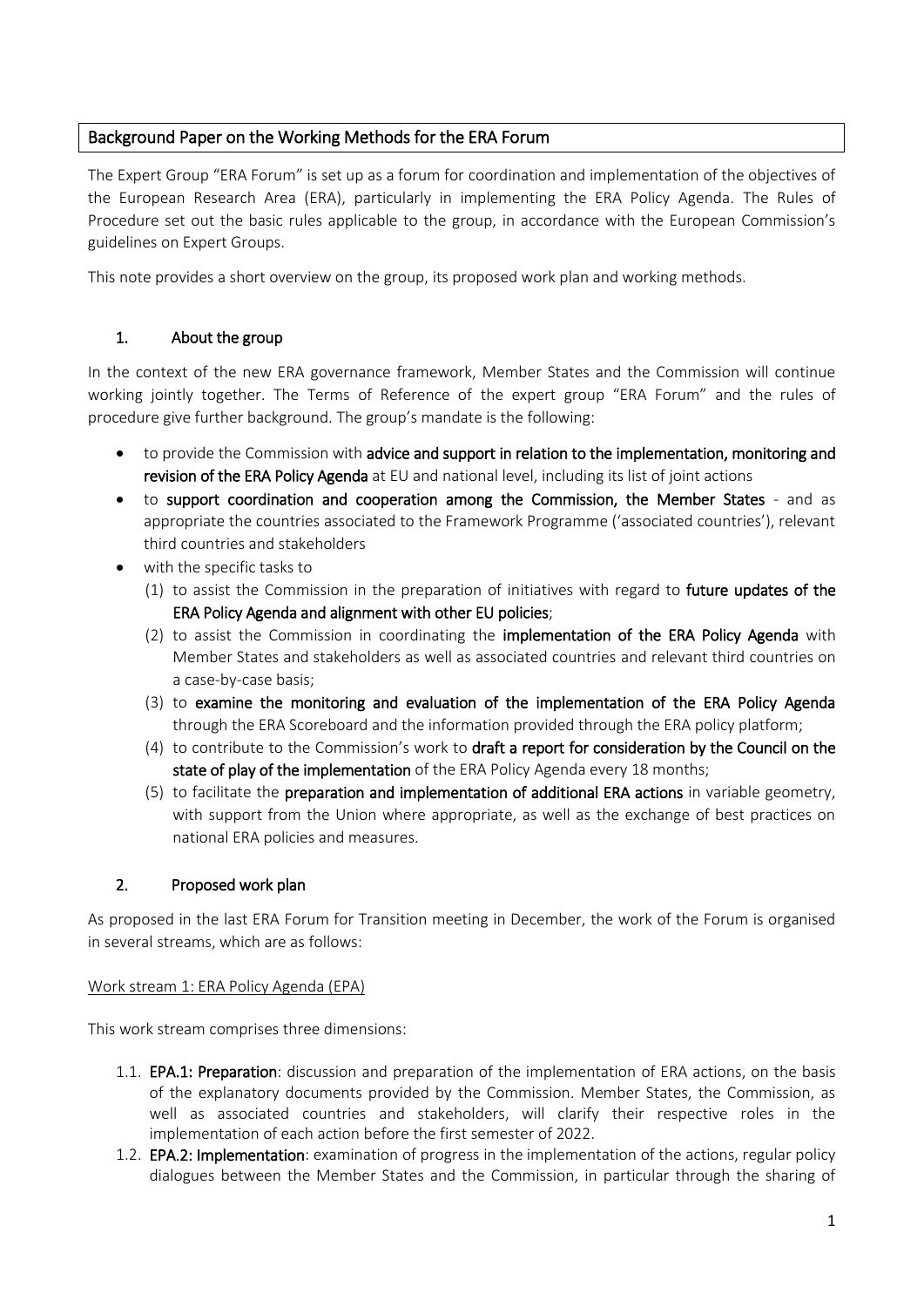# Background Paper on the Working Methods for the ERA Forum

The Expert Group "ERA Forum" is set up as a forum for coordination and implementation of the objectives of the European Research Area (ERA), particularly in implementing the ERA Policy Agenda. The Rules of Procedure set out the basic rules applicable to the group, in accordance with the European Commission's guidelines on Expert Groups.

This note provides a short overview on the group, its proposed work plan and working methods.

## 1. About the group

In the context of the new ERA governance framework, Member States and the Commission will continue working jointly together. The Terms of Reference of the expert group "ERA Forum" and the rules of procedure give further background. The group's mandate is the following:

- to provide the Commission with **advice and support in relation to the implementation, monitoring and revision of the ERA Policy Agenda** at EU and national level, including its list of joint actions
- to **support coordination and cooperation among the Commission, the Member States** - and as appropriate the countries associated to the Framework Programme ('associated countries'), relevant third countries and stakeholders
- with the specific tasks to
  1. to assist the Commission in the preparation of initiatives with regard to **future updates of the ERA Policy Agenda and alignment with other EU policies**;
  2. to assist the Commission in coordinating the **implementation of the ERA Policy Agenda** with Member States and stakeholders as well as associated countries and relevant third countries on a case-by-case basis;
  3. to **examine the monitoring and evaluation of the implementation of the ERA Policy Agenda** through the ERA Scoreboard and the information provided through the ERA policy platform;
  4. to contribute to the Commission's work to **draft a report for consideration by the Council on the state of play of the implementation** of the ERA Policy Agenda every 18 months;
  5. to facilitate the **preparation and implementation of additional ERA actions** in variable geometry, with support from the Union where appropriate, as well as the exchange of best practices on national ERA policies and measures.

## 2. Proposed work plan

As proposed in the last ERA Forum for Transition meeting in December, the work of the Forum is organised in several streams, which are as follows:

Work stream 1: ERA Policy Agenda (EPA)

This work stream comprises three dimensions:

1.1. **EPA.1: Preparation**: discussion and preparation of the implementation of ERA actions, on the basis of the explanatory documents provided by the Commission. Member States, the Commission, as well as associated countries and stakeholders, will clarify their respective roles in the implementation of each action before the first semester of 2022.

1.2. **EPA.2: Implementation**: examination of progress in the implementation of the actions, regular policy dialogues between the Member States and the Commission, in particular through the sharing of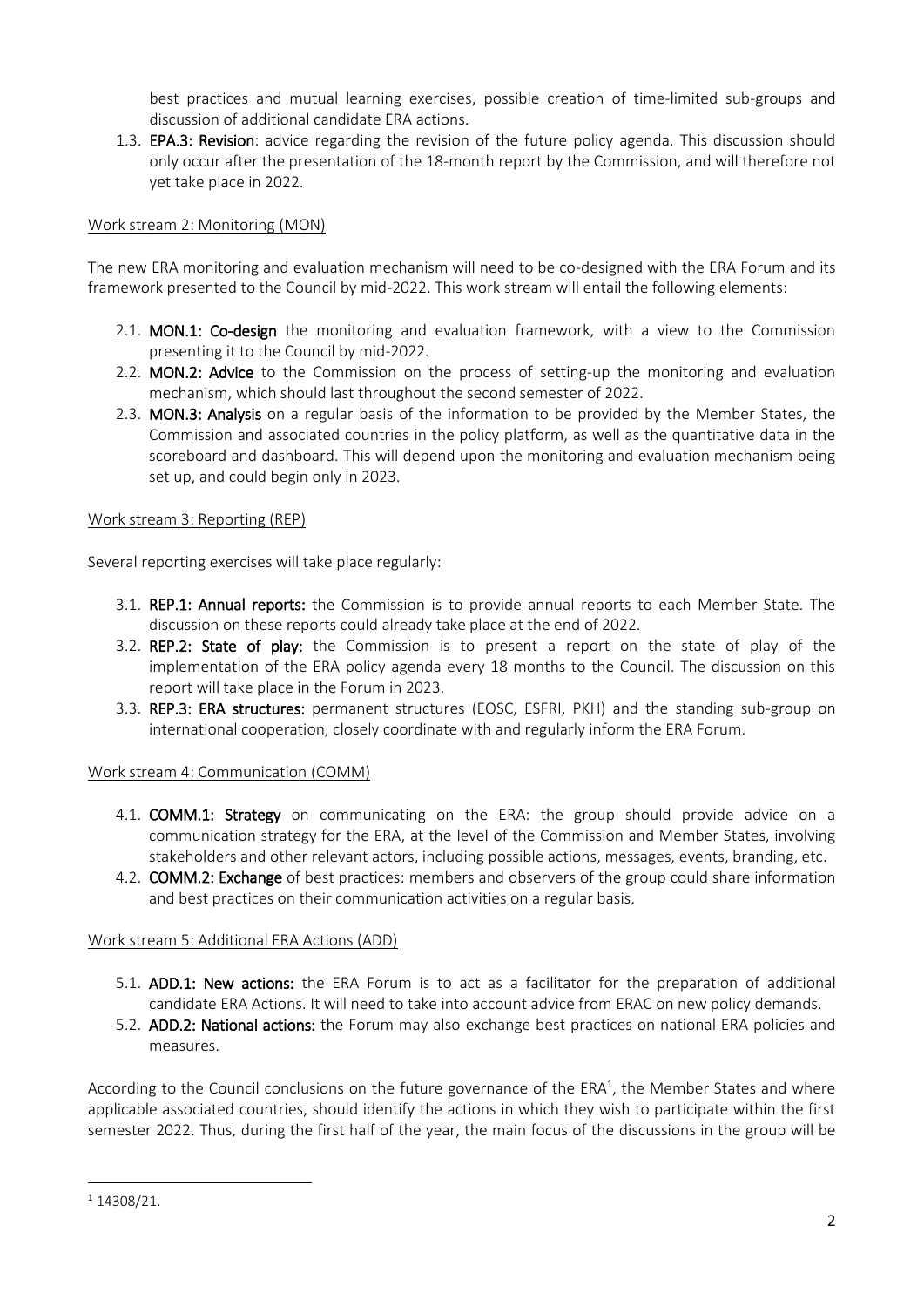best practices and mutual learning exercises, possible creation of time-limited sub-groups and discussion of additional candidate ERA actions.

1.3. **EPA.3: Revision**: advice regarding the revision of the future policy agenda. This discussion should only occur after the presentation of the 18-month report by the Commission, and will therefore not yet take place in 2022.

Work stream 2: Monitoring (MON)

The new ERA monitoring and evaluation mechanism will need to be co-designed with the ERA Forum and its framework presented to the Council by mid-2022. This work stream will entail the following elements:

2.1. **MON.1: Co-design** the monitoring and evaluation framework, with a view to the Commission presenting it to the Council by mid-2022.

2.2. **MON.2: Advice** to the Commission on the process of setting-up the monitoring and evaluation mechanism, which should last throughout the second semester of 2022.

2.3. **MON.3: Analysis** on a regular basis of the information to be provided by the Member States, the Commission and associated countries in the policy platform, as well as the quantitative data in the scoreboard and dashboard. This will depend upon the monitoring and evaluation mechanism being set up, and could begin only in 2023.

Work stream 3: Reporting (REP)

Several reporting exercises will take place regularly:

3.1. **REP.1: Annual reports:** the Commission is to provide annual reports to each Member State. The discussion on these reports could already take place at the end of 2022.

3.2. **REP.2: State of play:** the Commission is to present a report on the state of play of the implementation of the ERA policy agenda every 18 months to the Council. The discussion on this report will take place in the Forum in 2023.

3.3. **REP.3: ERA structures:** permanent structures (EOSC, ESFRI, PKH) and the standing sub-group on international cooperation, closely coordinate with and regularly inform the ERA Forum.

Work stream 4: Communication (COMM)

4.1. **COMM.1: Strategy** on communicating on the ERA: the group should provide advice on a communication strategy for the ERA, at the level of the Commission and Member States, involving stakeholders and other relevant actors, including possible actions, messages, events, branding, etc.

4.2. **COMM.2: Exchange** of best practices: members and observers of the group could share information and best practices on their communication activities on a regular basis.

Work stream 5: Additional ERA Actions (ADD)

5.1. **ADD.1: New actions:** the ERA Forum is to act as a facilitator for the preparation of additional candidate ERA Actions. It will need to take into account advice from ERAC on new policy demands.

5.2. **ADD.2: National actions:** the Forum may also exchange best practices on national ERA policies and measures.

According to the Council conclusions on the future governance of the ERA[1], the Member States and where applicable associated countries, should identify the actions in which they wish to participate within the first semester 2022. Thus, during the first half of the year, the main focus of the discussions in the group will be

[1] 14308/21.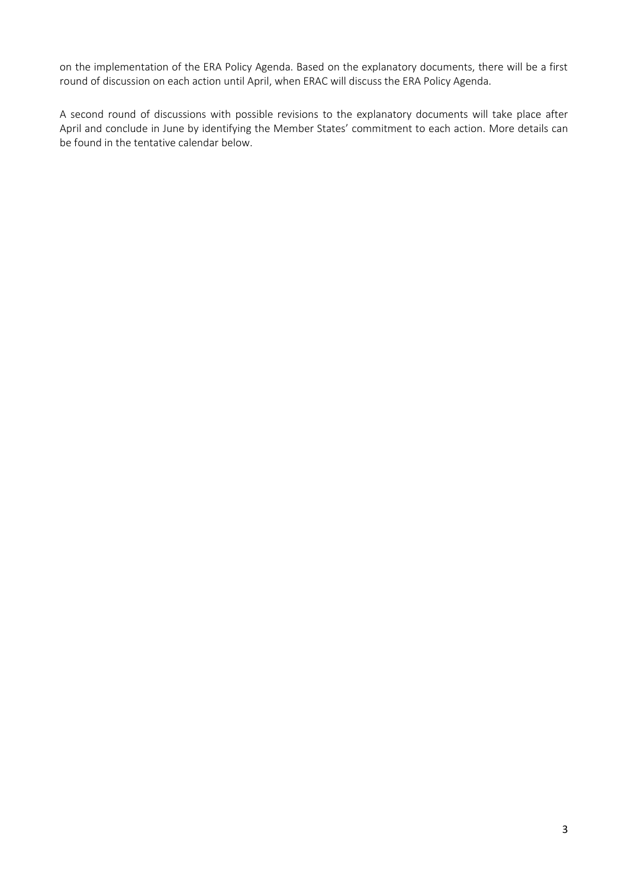on the implementation of the ERA Policy Agenda. Based on the explanatory documents, there will be a first round of discussion on each action until April, when ERAC will discuss the ERA Policy Agenda.

A second round of discussions with possible revisions to the explanatory documents will take place after April and conclude in June by identifying the Member States' commitment to each action. More details can be found in the tentative calendar below.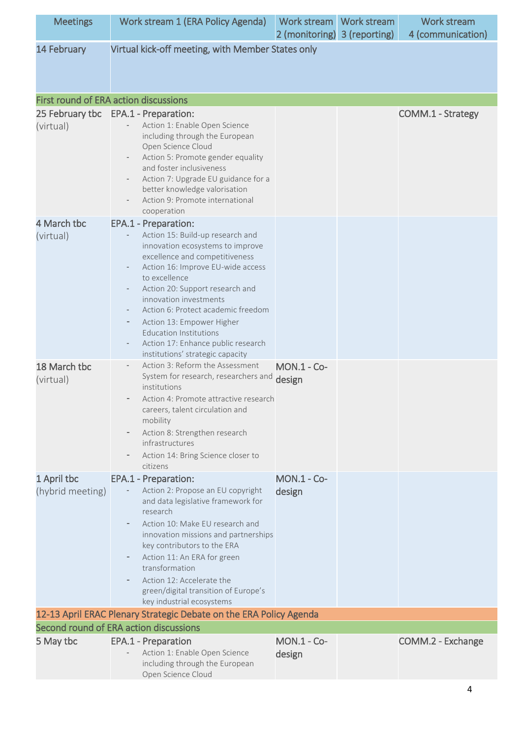| Meetings | Work stream 1 (ERA Policy Agenda) | Work stream 2 (monitoring) | Work stream 3 (reporting) | Work stream 4 (communication) |
|---|---|---|---|---|
| 14 February | Virtual kick-off meeting, with Member States only | | | |
| First round of ERA action discussions | | | | |
| 25 February tbc (virtual) | EPA.1 - Preparation:<br>- Action 1: Enable Open Science including through the European Open Science Cloud<br>- Action 5: Promote gender equality and foster inclusiveness<br>- Action 7: Upgrade EU guidance for a better knowledge valorisation<br>- Action 9: Promote international cooperation | | | COMM.1 - Strategy |
| 4 March tbc (virtual) | EPA.1 - Preparation:<br>- Action 15: Build-up research and innovation ecosystems to improve excellence and competitiveness<br>- Action 16: Improve EU-wide access to excellence<br>- Action 20: Support research and innovation investments<br>- Action 6: Protect academic freedom<br>- Action 13: Empower Higher Education Institutions<br>- Action 17: Enhance public research institutions' strategic capacity | | | |
| 18 March tbc (virtual) | - Action 3: Reform the Assessment System for research, researchers and institutions<br>- Action 4: Promote attractive research careers, talent circulation and mobility<br>- Action 8: Strengthen research infrastructures<br>- Action 14: Bring Science closer to citizens | MON.1 - Co-design | | |
| 1 April tbc (hybrid meeting) | EPA.1 - Preparation:<br>- Action 2: Propose an EU copyright and data legislative framework for research<br>- Action 10: Make EU research and innovation missions and partnerships key contributors to the ERA<br>- Action 11: An ERA for green transformation<br>- Action 12: Accelerate the green/digital transition of Europe's key industrial ecosystems | MON.1 - Co-design | | |
| 12-13 April ERAC Plenary Strategic Debate on the ERA Policy Agenda | | | | |
| Second round of ERA action discussions | | | | |
| 5 May tbc | EPA.1 - Preparation<br>- Action 1: Enable Open Science including through the European Open Science Cloud | MON.1 - Co-design | | COMM.2 - Exchange |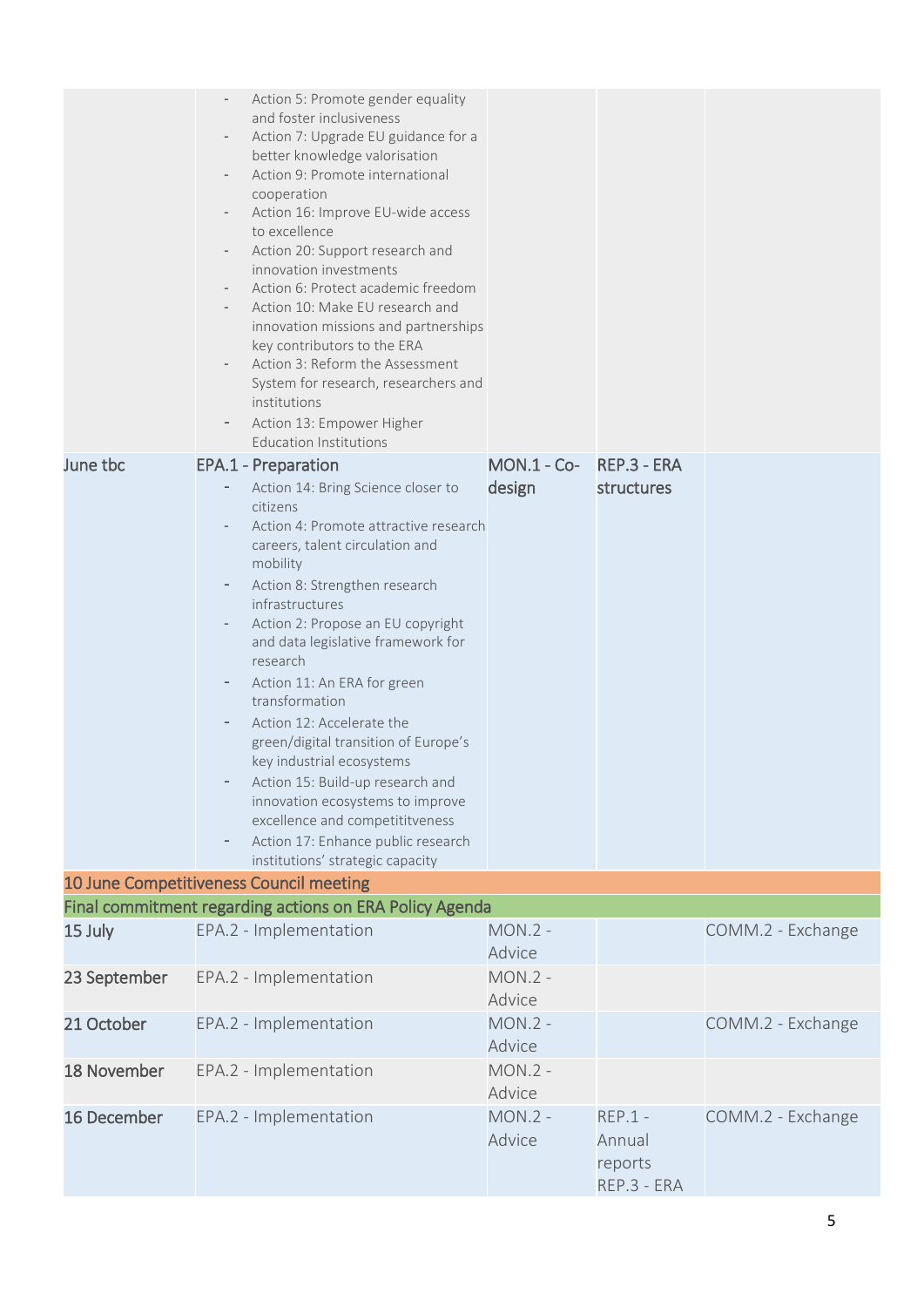| | | | | |
|---|---|---|---|---|
| | - Action 5: Promote gender equality and foster inclusiveness<br>- Action 7: Upgrade EU guidance for a better knowledge valorisation<br>- Action 9: Promote international cooperation<br>- Action 16: Improve EU-wide access to excellence<br>- Action 20: Support research and innovation investments<br>- Action 6: Protect academic freedom<br>- Action 10: Make EU research and innovation missions and partnerships key contributors to the ERA<br>- Action 3: Reform the Assessment System for research, researchers and institutions<br>- Action 13: Empower Higher Education Institutions | | | |
| June tbc | EPA.1 - Preparation<br>- Action 14: Bring Science closer to citizens<br>- Action 4: Promote attractive research careers, talent circulation and mobility<br>- Action 8: Strengthen research infrastructures<br>- Action 2: Propose an EU copyright and data legislative framework for research<br>- Action 11: An ERA for green transformation<br>- Action 12: Accelerate the green/digital transition of Europe's key industrial ecosystems<br>- Action 15: Build-up research and innovation ecosystems to improve excellence and competititveness<br>- Action 17: Enhance public research institutions' strategic capacity | MON.1 - Co-design | REP.3 - ERA structures | |
| 10 June Competitiveness Council meeting | | | | |
| Final commitment regarding actions on ERA Policy Agenda | | | | |
| 15 July | EPA.2 - Implementation | MON.2 - Advice | | COMM.2 - Exchange |
| 23 September | EPA.2 - Implementation | MON.2 - Advice | | |
| 21 October | EPA.2 - Implementation | MON.2 - Advice | | COMM.2 - Exchange |
| 18 November | EPA.2 - Implementation | MON.2 - Advice | | |
| 16 December | EPA.2 - Implementation | MON.2 - Advice | REP.1 - Annual reports<br>REP.3 - ERA | COMM.2 - Exchange |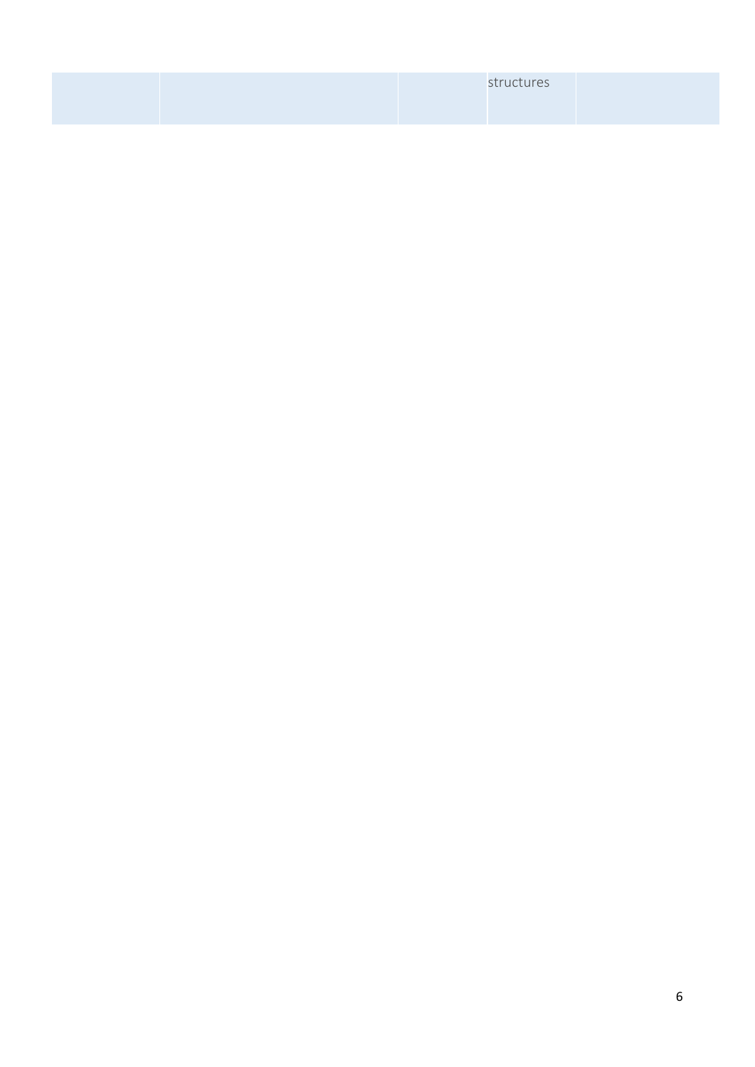| | | | structures | |
|---|---|---|---|---|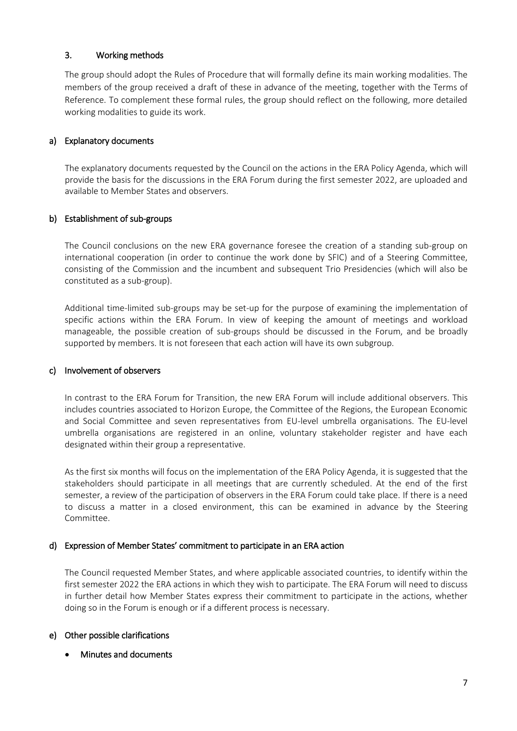## 3. Working methods

The group should adopt the Rules of Procedure that will formally define its main working modalities. The members of the group received a draft of these in advance of the meeting, together with the Terms of Reference. To complement these formal rules, the group should reflect on the following, more detailed working modalities to guide its work.

### a) Explanatory documents

The explanatory documents requested by the Council on the actions in the ERA Policy Agenda, which will provide the basis for the discussions in the ERA Forum during the first semester 2022, are uploaded and available to Member States and observers.

### b) Establishment of sub-groups

The Council conclusions on the new ERA governance foresee the creation of a standing sub-group on international cooperation (in order to continue the work done by SFIC) and of a Steering Committee, consisting of the Commission and the incumbent and subsequent Trio Presidencies (which will also be constituted as a sub-group).

Additional time-limited sub-groups may be set-up for the purpose of examining the implementation of specific actions within the ERA Forum. In view of keeping the amount of meetings and workload manageable, the possible creation of sub-groups should be discussed in the Forum, and be broadly supported by members. It is not foreseen that each action will have its own subgroup.

### c) Involvement of observers

In contrast to the ERA Forum for Transition, the new ERA Forum will include additional observers. This includes countries associated to Horizon Europe, the Committee of the Regions, the European Economic and Social Committee and seven representatives from EU-level umbrella organisations. The EU-level umbrella organisations are registered in an online, voluntary stakeholder register and have each designated within their group a representative.

As the first six months will focus on the implementation of the ERA Policy Agenda, it is suggested that the stakeholders should participate in all meetings that are currently scheduled. At the end of the first semester, a review of the participation of observers in the ERA Forum could take place. If there is a need to discuss a matter in a closed environment, this can be examined in advance by the Steering Committee.

### d) Expression of Member States' commitment to participate in an ERA action

The Council requested Member States, and where applicable associated countries, to identify within the first semester 2022 the ERA actions in which they wish to participate. The ERA Forum will need to discuss in further detail how Member States express their commitment to participate in the actions, whether doing so in the Forum is enough or if a different process is necessary.

### e) Other possible clarifications

- **Minutes and documents**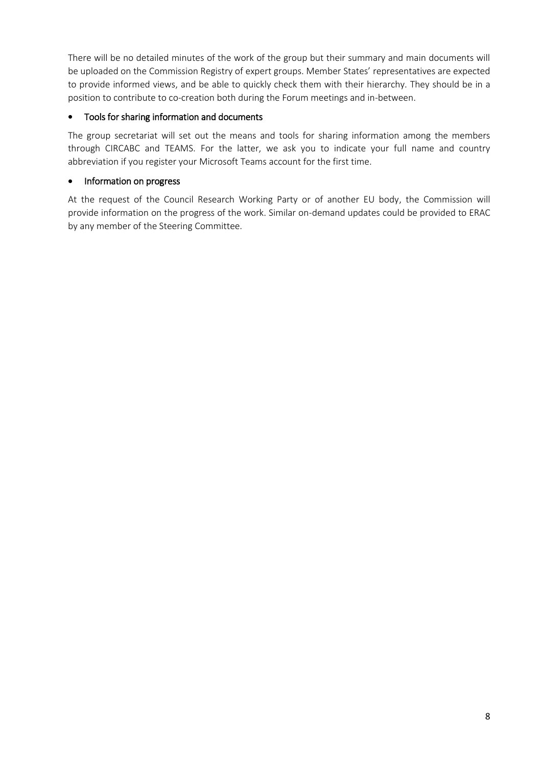There will be no detailed minutes of the work of the group but their summary and main documents will be uploaded on the Commission Registry of expert groups. Member States' representatives are expected to provide informed views, and be able to quickly check them with their hierarchy. They should be in a position to contribute to co-creation both during the Forum meetings and in-between.

- Tools for sharing information and documents

The group secretariat will set out the means and tools for sharing information among the members through CIRCABC and TEAMS. For the latter, we ask you to indicate your full name and country abbreviation if you register your Microsoft Teams account for the first time.

- Information on progress

At the request of the Council Research Working Party or of another EU body, the Commission will provide information on the progress of the work. Similar on-demand updates could be provided to ERAC by any member of the Steering Committee.